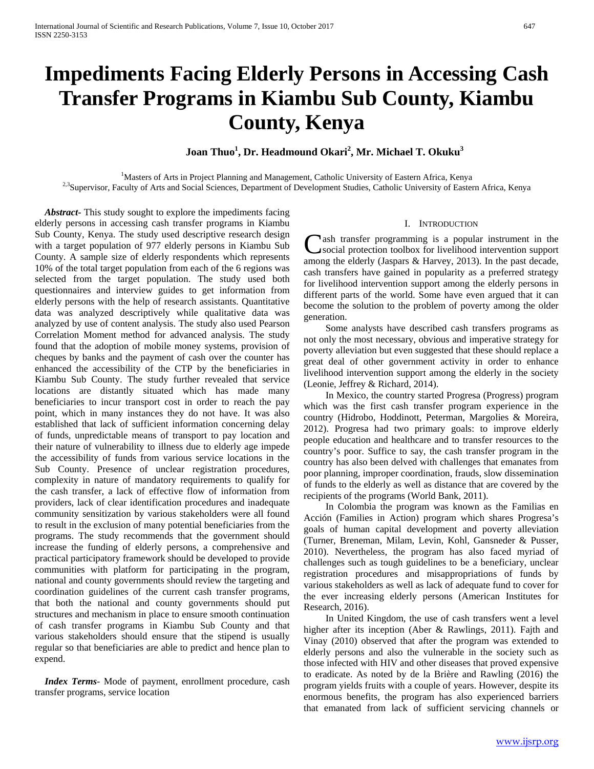# Impediments Facing Elderly Persons in Accessing Cash Transfer Programs in Kiambu Sub County, Kiambu County, Kenya

**Joan Thuo[1], Dr. Headmound Okari[2], Mr. Michael T. Okuku[3]**

[1]Masters of Arts in Project Planning and Management, Catholic University of Eastern Africa, Kenya
[2,3]Supervisor, Faculty of Arts and Social Sciences, Department of Development Studies, Catholic University of Eastern Africa, Kenya

***Abstract*-** This study sought to explore the impediments facing elderly persons in accessing cash transfer programs in Kiambu Sub County, Kenya. The study used descriptive research design with a target population of 977 elderly persons in Kiambu Sub County. A sample size of elderly respondents which represents 10% of the total target population from each of the 6 regions was selected from the target population. The study used both questionnaires and interview guides to get information from elderly persons with the help of research assistants. Quantitative data was analyzed descriptively while qualitative data was analyzed by use of content analysis. The study also used Pearson Correlation Moment method for advanced analysis. The study found that the adoption of mobile money systems, provision of cheques by banks and the payment of cash over the counter has enhanced the accessibility of the CTP by the beneficiaries in Kiambu Sub County. The study further revealed that service locations are distantly situated which has made many beneficiaries to incur transport cost in order to reach the pay point, which in many instances they do not have. It was also established that lack of sufficient information concerning delay of funds, unpredictable means of transport to pay location and their nature of vulnerability to illness due to elderly age impede the accessibility of funds from various service locations in the Sub County. Presence of unclear registration procedures, complexity in nature of mandatory requirements to qualify for the cash transfer, a lack of effective flow of information from providers, lack of clear identification procedures and inadequate community sensitization by various stakeholders were all found to result in the exclusion of many potential beneficiaries from the programs. The study recommends that the government should increase the funding of elderly persons, a comprehensive and practical participatory framework should be developed to provide communities with platform for participating in the program, national and county governments should review the targeting and coordination guidelines of the current cash transfer programs, that both the national and county governments should put structures and mechanism in place to ensure smooth continuation of cash transfer programs in Kiambu Sub County and that various stakeholders should ensure that the stipend is usually regular so that beneficiaries are able to predict and hence plan to expend.

***Index Terms*-** Mode of payment, enrollment procedure, cash transfer programs, service location

## I. Introduction

Cash transfer programming is a popular instrument in the social protection toolbox for livelihood intervention support among the elderly (Jaspars & Harvey, 2013). In the past decade, cash transfers have gained in popularity as a preferred strategy for livelihood intervention support among the elderly persons in different parts of the world. Some have even argued that it can become the solution to the problem of poverty among the older generation.

Some analysts have described cash transfers programs as not only the most necessary, obvious and imperative strategy for poverty alleviation but even suggested that these should replace a great deal of other government activity in order to enhance livelihood intervention support among the elderly in the society (Leonie, Jeffrey & Richard, 2014).

In Mexico, the country started Progresa (Progress) program which was the first cash transfer program experience in the country (Hidrobo, Hoddinott, Peterman, Margolies & Moreira, 2012). Progresa had two primary goals: to improve elderly people education and healthcare and to transfer resources to the country's poor. Suffice to say, the cash transfer program in the country has also been delved with challenges that emanates from poor planning, improper coordination, frauds, slow dissemination of funds to the elderly as well as distance that are covered by the recipients of the programs (World Bank, 2011).

In Colombia the program was known as the Familias en Acción (Families in Action) program which shares Progresa's goals of human capital development and poverty alleviation (Turner, Breneman, Milam, Levin, Kohl, Gansneder & Pusser, 2010). Nevertheless, the program has also faced myriad of challenges such as tough guidelines to be a beneficiary, unclear registration procedures and misappropriations of funds by various stakeholders as well as lack of adequate fund to cover for the ever increasing elderly persons (American Institutes for Research, 2016).

In United Kingdom, the use of cash transfers went a level higher after its inception (Aber & Rawlings, 2011). Fajth and Vinay (2010) observed that after the program was extended to elderly persons and also the vulnerable in the society such as those infected with HIV and other diseases that proved expensive to eradicate. As noted by de la Brière and Rawling (2016) the program yields fruits with a couple of years. However, despite its enormous benefits, the program has also experienced barriers that emanated from lack of sufficient servicing channels or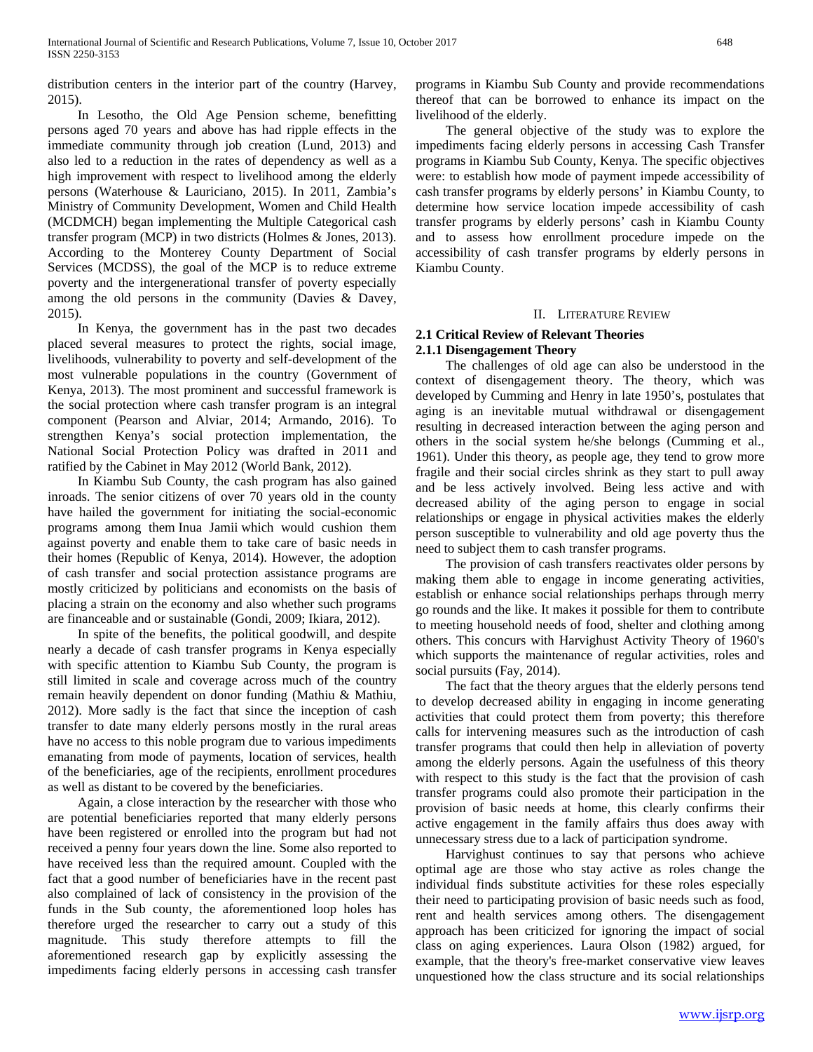distribution centers in the interior part of the country (Harvey, 2015).

In Lesotho, the Old Age Pension scheme, benefitting persons aged 70 years and above has had ripple effects in the immediate community through job creation (Lund, 2013) and also led to a reduction in the rates of dependency as well as a high improvement with respect to livelihood among the elderly persons (Waterhouse & Lauriciano, 2015). In 2011, Zambia's Ministry of Community Development, Women and Child Health (MCDMCH) began implementing the Multiple Categorical cash transfer program (MCP) in two districts (Holmes & Jones, 2013). According to the Monterey County Department of Social Services (MCDSS), the goal of the MCP is to reduce extreme poverty and the intergenerational transfer of poverty especially among the old persons in the community (Davies & Davey, 2015).

In Kenya, the government has in the past two decades placed several measures to protect the rights, social image, livelihoods, vulnerability to poverty and self-development of the most vulnerable populations in the country (Government of Kenya, 2013). The most prominent and successful framework is the social protection where cash transfer program is an integral component (Pearson and Alviar, 2014; Armando, 2016). To strengthen Kenya's social protection implementation, the National Social Protection Policy was drafted in 2011 and ratified by the Cabinet in May 2012 (World Bank, 2012).

In Kiambu Sub County, the cash program has also gained inroads. The senior citizens of over 70 years old in the county have hailed the government for initiating the social-economic programs among them Inua Jamii which would cushion them against poverty and enable them to take care of basic needs in their homes (Republic of Kenya, 2014). However, the adoption of cash transfer and social protection assistance programs are mostly criticized by politicians and economists on the basis of placing a strain on the economy and also whether such programs are financeable and or sustainable (Gondi, 2009; Ikiara, 2012).

In spite of the benefits, the political goodwill, and despite nearly a decade of cash transfer programs in Kenya especially with specific attention to Kiambu Sub County, the program is still limited in scale and coverage across much of the country remain heavily dependent on donor funding (Mathiu & Mathiu, 2012). More sadly is the fact that since the inception of cash transfer to date many elderly persons mostly in the rural areas have no access to this noble program due to various impediments emanating from mode of payments, location of services, health of the beneficiaries, age of the recipients, enrollment procedures as well as distant to be covered by the beneficiaries.

Again, a close interaction by the researcher with those who are potential beneficiaries reported that many elderly persons have been registered or enrolled into the program but had not received a penny four years down the line. Some also reported to have received less than the required amount. Coupled with the fact that a good number of beneficiaries have in the recent past also complained of lack of consistency in the provision of the funds in the Sub county, the aforementioned loop holes has therefore urged the researcher to carry out a study of this magnitude. This study therefore attempts to fill the aforementioned research gap by explicitly assessing the impediments facing elderly persons in accessing cash transfer programs in Kiambu Sub County and provide recommendations thereof that can be borrowed to enhance its impact on the livelihood of the elderly.

The general objective of the study was to explore the impediments facing elderly persons in accessing Cash Transfer programs in Kiambu Sub County, Kenya. The specific objectives were: to establish how mode of payment impede accessibility of cash transfer programs by elderly persons' in Kiambu County, to determine how service location impede accessibility of cash transfer programs by elderly persons' cash in Kiambu County and to assess how enrollment procedure impede on the accessibility of cash transfer programs by elderly persons in Kiambu County.

## II. Literature Review

### 2.1 Critical Review of Relevant Theories

#### 2.1.1 Disengagement Theory

The challenges of old age can also be understood in the context of disengagement theory. The theory, which was developed by Cumming and Henry in late 1950's, postulates that aging is an inevitable mutual withdrawal or disengagement resulting in decreased interaction between the aging person and others in the social system he/she belongs (Cumming et al., 1961). Under this theory, as people age, they tend to grow more fragile and their social circles shrink as they start to pull away and be less actively involved. Being less active and with decreased ability of the aging person to engage in social relationships or engage in physical activities makes the elderly person susceptible to vulnerability and old age poverty thus the need to subject them to cash transfer programs.

The provision of cash transfers reactivates older persons by making them able to engage in income generating activities, establish or enhance social relationships perhaps through merry go rounds and the like. It makes it possible for them to contribute to meeting household needs of food, shelter and clothing among others. This concurs with Harvighust Activity Theory of 1960's which supports the maintenance of regular activities, roles and social pursuits (Fay, 2014).

The fact that the theory argues that the elderly persons tend to develop decreased ability in engaging in income generating activities that could protect them from poverty; this therefore calls for intervening measures such as the introduction of cash transfer programs that could then help in alleviation of poverty among the elderly persons. Again the usefulness of this theory with respect to this study is the fact that the provision of cash transfer programs could also promote their participation in the provision of basic needs at home, this clearly confirms their active engagement in the family affairs thus does away with unnecessary stress due to a lack of participation syndrome.

Harvighust continues to say that persons who achieve optimal age are those who stay active as roles change the individual finds substitute activities for these roles especially their need to participating provision of basic needs such as food, rent and health services among others. The disengagement approach has been criticized for ignoring the impact of social class on aging experiences. Laura Olson (1982) argued, for example, that the theory's free-market conservative view leaves unquestioned how the class structure and its social relationships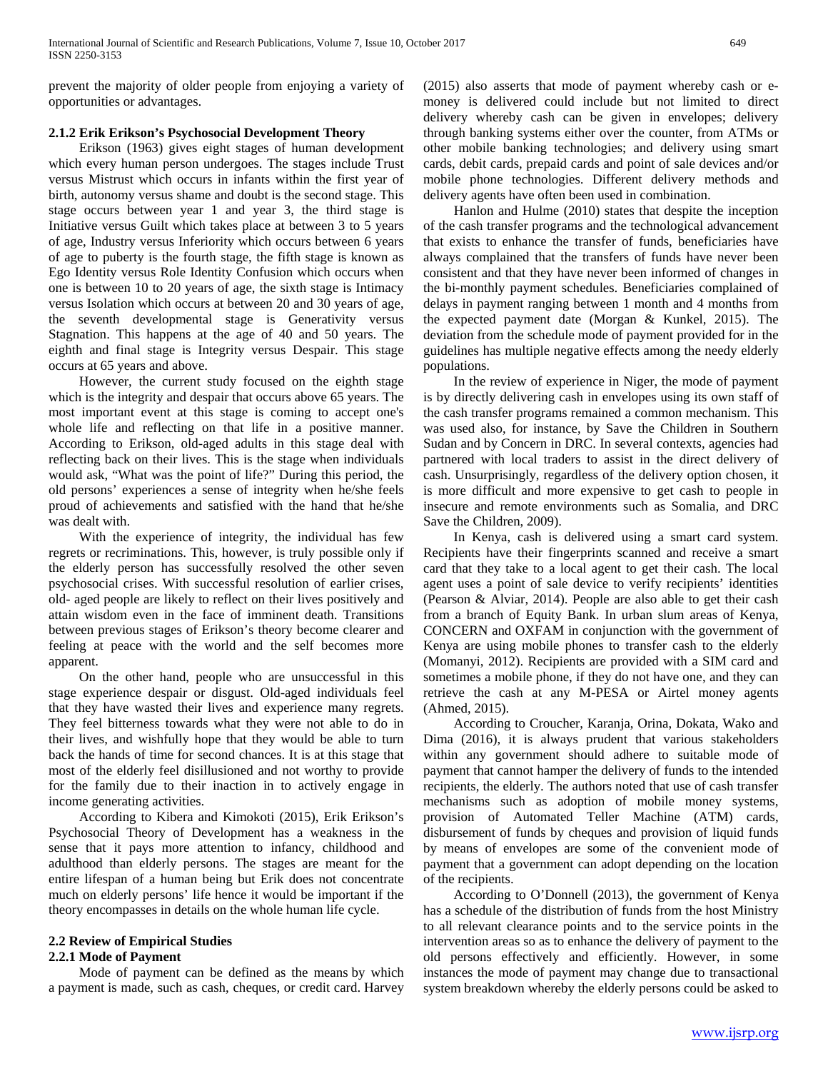prevent the majority of older people from enjoying a variety of opportunities or advantages.

### 2.1.2 Erik Erikson's Psychosocial Development Theory

Erikson (1963) gives eight stages of human development which every human person undergoes. The stages include Trust versus Mistrust which occurs in infants within the first year of birth, autonomy versus shame and doubt is the second stage. This stage occurs between year 1 and year 3, the third stage is Initiative versus Guilt which takes place at between 3 to 5 years of age, Industry versus Inferiority which occurs between 6 years of age to puberty is the fourth stage, the fifth stage is known as Ego Identity versus Role Identity Confusion which occurs when one is between 10 to 20 years of age, the sixth stage is Intimacy versus Isolation which occurs at between 20 and 30 years of age, the seventh developmental stage is Generativity versus Stagnation. This happens at the age of 40 and 50 years. The eighth and final stage is Integrity versus Despair. This stage occurs at 65 years and above.

However, the current study focused on the eighth stage which is the integrity and despair that occurs above 65 years. The most important event at this stage is coming to accept one's whole life and reflecting on that life in a positive manner. According to Erikson, old-aged adults in this stage deal with reflecting back on their lives. This is the stage when individuals would ask, "What was the point of life?" During this period, the old persons' experiences a sense of integrity when he/she feels proud of achievements and satisfied with the hand that he/she was dealt with.

With the experience of integrity, the individual has few regrets or recriminations. This, however, is truly possible only if the elderly person has successfully resolved the other seven psychosocial crises. With successful resolution of earlier crises, old- aged people are likely to reflect on their lives positively and attain wisdom even in the face of imminent death. Transitions between previous stages of Erikson's theory become clearer and feeling at peace with the world and the self becomes more apparent.

On the other hand, people who are unsuccessful in this stage experience despair or disgust. Old-aged individuals feel that they have wasted their lives and experience many regrets. They feel bitterness towards what they were not able to do in their lives, and wishfully hope that they would be able to turn back the hands of time for second chances. It is at this stage that most of the elderly feel disillusioned and not worthy to provide for the family due to their inaction in to actively engage in income generating activities.

According to Kibera and Kimokoti (2015), Erik Erikson's Psychosocial Theory of Development has a weakness in the sense that it pays more attention to infancy, childhood and adulthood than elderly persons. The stages are meant for the entire lifespan of a human being but Erik does not concentrate much on elderly persons' life hence it would be important if the theory encompasses in details on the whole human life cycle.

## 2.2 Review of Empirical Studies

### 2.2.1 Mode of Payment

Mode of payment can be defined as the means by which a payment is made, such as cash, cheques, or credit card. Harvey (2015) also asserts that mode of payment whereby cash or e-money is delivered could include but not limited to direct delivery whereby cash can be given in envelopes; delivery through banking systems either over the counter, from ATMs or other mobile banking technologies; and delivery using smart cards, debit cards, prepaid cards and point of sale devices and/or mobile phone technologies. Different delivery methods and delivery agents have often been used in combination.

Hanlon and Hulme (2010) states that despite the inception of the cash transfer programs and the technological advancement that exists to enhance the transfer of funds, beneficiaries have always complained that the transfers of funds have never been consistent and that they have never been informed of changes in the bi-monthly payment schedules. Beneficiaries complained of delays in payment ranging between 1 month and 4 months from the expected payment date (Morgan & Kunkel, 2015). The deviation from the schedule mode of payment provided for in the guidelines has multiple negative effects among the needy elderly populations.

In the review of experience in Niger, the mode of payment is by directly delivering cash in envelopes using its own staff of the cash transfer programs remained a common mechanism. This was used also, for instance, by Save the Children in Southern Sudan and by Concern in DRC. In several contexts, agencies had partnered with local traders to assist in the direct delivery of cash. Unsurprisingly, regardless of the delivery option chosen, it is more difficult and more expensive to get cash to people in insecure and remote environments such as Somalia, and DRC Save the Children, 2009).

In Kenya, cash is delivered using a smart card system. Recipients have their fingerprints scanned and receive a smart card that they take to a local agent to get their cash. The local agent uses a point of sale device to verify recipients' identities (Pearson & Alviar, 2014). People are also able to get their cash from a branch of Equity Bank. In urban slum areas of Kenya, CONCERN and OXFAM in conjunction with the government of Kenya are using mobile phones to transfer cash to the elderly (Momanyi, 2012). Recipients are provided with a SIM card and sometimes a mobile phone, if they do not have one, and they can retrieve the cash at any M-PESA or Airtel money agents (Ahmed, 2015).

According to Croucher, Karanja, Orina, Dokata, Wako and Dima (2016), it is always prudent that various stakeholders within any government should adhere to suitable mode of payment that cannot hamper the delivery of funds to the intended recipients, the elderly. The authors noted that use of cash transfer mechanisms such as adoption of mobile money systems, provision of Automated Teller Machine (ATM) cards, disbursement of funds by cheques and provision of liquid funds by means of envelopes are some of the convenient mode of payment that a government can adopt depending on the location of the recipients.

According to O'Donnell (2013), the government of Kenya has a schedule of the distribution of funds from the host Ministry to all relevant clearance points and to the service points in the intervention areas so as to enhance the delivery of payment to the old persons effectively and efficiently. However, in some instances the mode of payment may change due to transactional system breakdown whereby the elderly persons could be asked to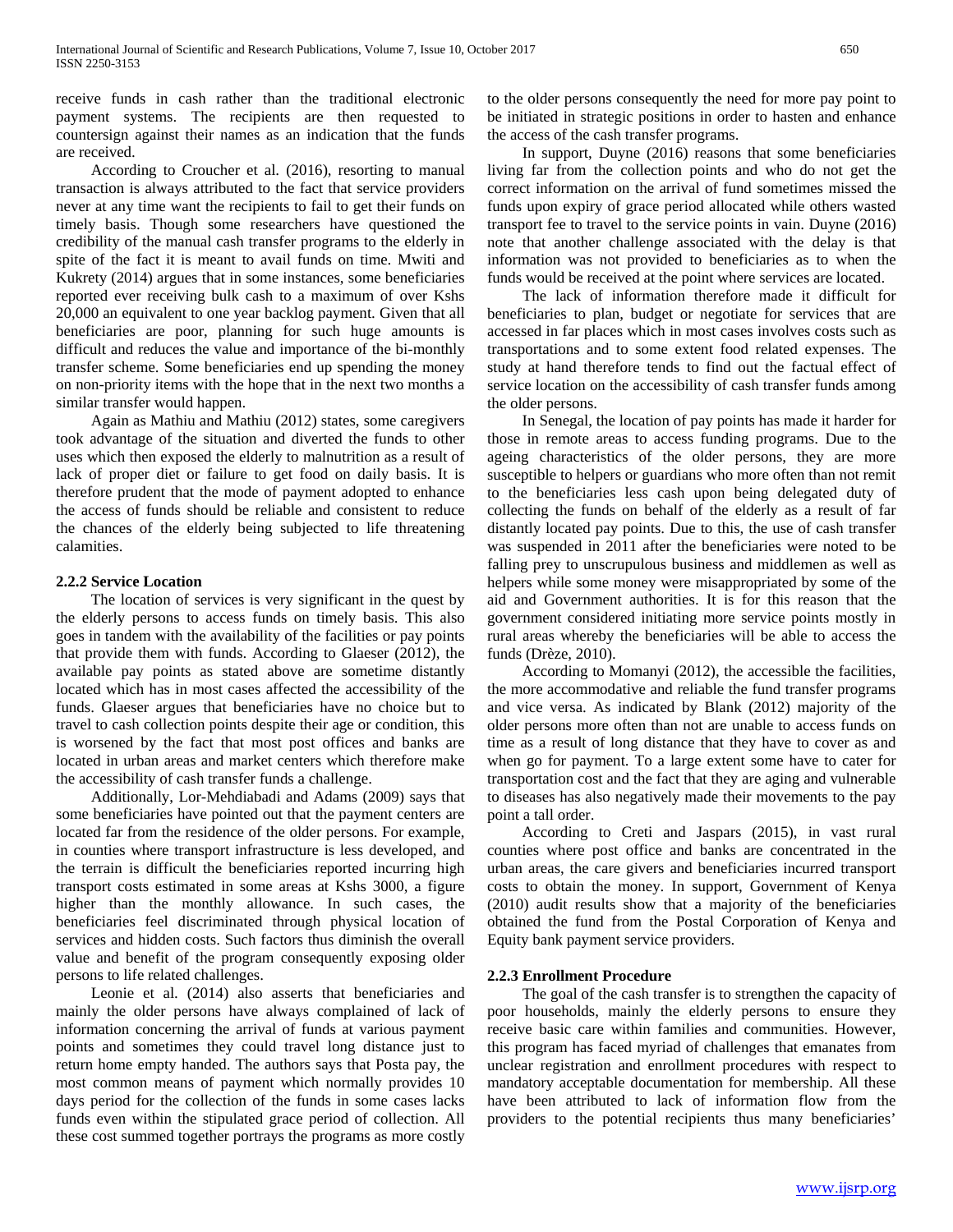receive funds in cash rather than the traditional electronic payment systems. The recipients are then requested to countersign against their names as an indication that the funds are received.

According to Croucher et al. (2016), resorting to manual transaction is always attributed to the fact that service providers never at any time want the recipients to fail to get their funds on timely basis. Though some researchers have questioned the credibility of the manual cash transfer programs to the elderly in spite of the fact it is meant to avail funds on time. Mwiti and Kukrety (2014) argues that in some instances, some beneficiaries reported ever receiving bulk cash to a maximum of over Kshs 20,000 an equivalent to one year backlog payment. Given that all beneficiaries are poor, planning for such huge amounts is difficult and reduces the value and importance of the bi-monthly transfer scheme. Some beneficiaries end up spending the money on non-priority items with the hope that in the next two months a similar transfer would happen.

Again as Mathiu and Mathiu (2012) states, some caregivers took advantage of the situation and diverted the funds to other uses which then exposed the elderly to malnutrition as a result of lack of proper diet or failure to get food on daily basis. It is therefore prudent that the mode of payment adopted to enhance the access of funds should be reliable and consistent to reduce the chances of the elderly being subjected to life threatening calamities.

### 2.2.2 Service Location

The location of services is very significant in the quest by the elderly persons to access funds on timely basis. This also goes in tandem with the availability of the facilities or pay points that provide them with funds. According to Glaeser (2012), the available pay points as stated above are sometime distantly located which has in most cases affected the accessibility of the funds. Glaeser argues that beneficiaries have no choice but to travel to cash collection points despite their age or condition, this is worsened by the fact that most post offices and banks are located in urban areas and market centers which therefore make the accessibility of cash transfer funds a challenge.

Additionally, Lor-Mehdiabadi and Adams (2009) says that some beneficiaries have pointed out that the payment centers are located far from the residence of the older persons. For example, in counties where transport infrastructure is less developed, and the terrain is difficult the beneficiaries reported incurring high transport costs estimated in some areas at Kshs 3000, a figure higher than the monthly allowance. In such cases, the beneficiaries feel discriminated through physical location of services and hidden costs. Such factors thus diminish the overall value and benefit of the program consequently exposing older persons to life related challenges.

Leonie et al. (2014) also asserts that beneficiaries and mainly the older persons have always complained of lack of information concerning the arrival of funds at various payment points and sometimes they could travel long distance just to return home empty handed. The authors says that Posta pay, the most common means of payment which normally provides 10 days period for the collection of the funds in some cases lacks funds even within the stipulated grace period of collection. All these cost summed together portrays the programs as more costly to the older persons consequently the need for more pay point to be initiated in strategic positions in order to hasten and enhance the access of the cash transfer programs.

In support, Duyne (2016) reasons that some beneficiaries living far from the collection points and who do not get the correct information on the arrival of fund sometimes missed the funds upon expiry of grace period allocated while others wasted transport fee to travel to the service points in vain. Duyne (2016) note that another challenge associated with the delay is that information was not provided to beneficiaries as to when the funds would be received at the point where services are located.

The lack of information therefore made it difficult for beneficiaries to plan, budget or negotiate for services that are accessed in far places which in most cases involves costs such as transportations and to some extent food related expenses. The study at hand therefore tends to find out the factual effect of service location on the accessibility of cash transfer funds among the older persons.

In Senegal, the location of pay points has made it harder for those in remote areas to access funding programs. Due to the ageing characteristics of the older persons, they are more susceptible to helpers or guardians who more often than not remit to the beneficiaries less cash upon being delegated duty of collecting the funds on behalf of the elderly as a result of far distantly located pay points. Due to this, the use of cash transfer was suspended in 2011 after the beneficiaries were noted to be falling prey to unscrupulous business and middlemen as well as helpers while some money were misappropriated by some of the aid and Government authorities. It is for this reason that the government considered initiating more service points mostly in rural areas whereby the beneficiaries will be able to access the funds (Drèze, 2010).

According to Momanyi (2012), the accessible the facilities, the more accommodative and reliable the fund transfer programs and vice versa. As indicated by Blank (2012) majority of the older persons more often than not are unable to access funds on time as a result of long distance that they have to cover as and when go for payment. To a large extent some have to cater for transportation cost and the fact that they are aging and vulnerable to diseases has also negatively made their movements to the pay point a tall order.

According to Creti and Jaspars (2015), in vast rural counties where post office and banks are concentrated in the urban areas, the care givers and beneficiaries incurred transport costs to obtain the money. In support, Government of Kenya (2010) audit results show that a majority of the beneficiaries obtained the fund from the Postal Corporation of Kenya and Equity bank payment service providers.

### 2.2.3 Enrollment Procedure

The goal of the cash transfer is to strengthen the capacity of poor households, mainly the elderly persons to ensure they receive basic care within families and communities. However, this program has faced myriad of challenges that emanates from unclear registration and enrollment procedures with respect to mandatory acceptable documentation for membership. All these have been attributed to lack of information flow from the providers to the potential recipients thus many beneficiaries'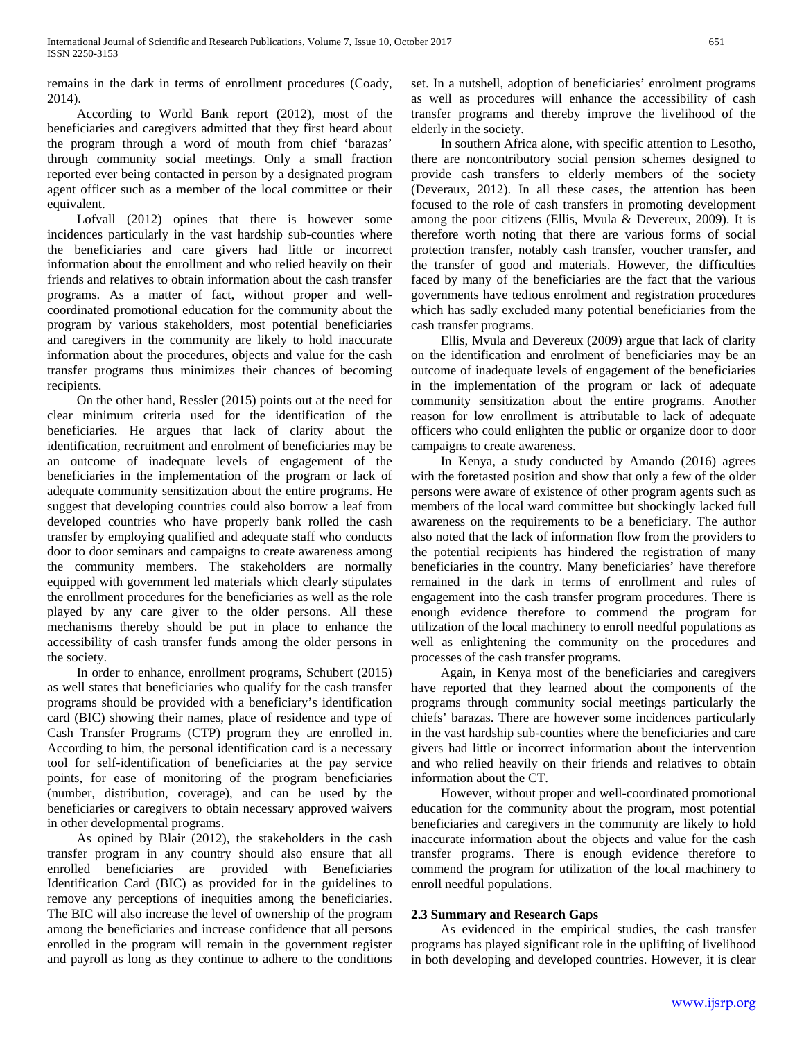remains in the dark in terms of enrollment procedures (Coady, 2014).

According to World Bank report (2012), most of the beneficiaries and caregivers admitted that they first heard about the program through a word of mouth from chief 'barazas' through community social meetings. Only a small fraction reported ever being contacted in person by a designated program agent officer such as a member of the local committee or their equivalent.

Lofvall (2012) opines that there is however some incidences particularly in the vast hardship sub-counties where the beneficiaries and care givers had little or incorrect information about the enrollment and who relied heavily on their friends and relatives to obtain information about the cash transfer programs. As a matter of fact, without proper and well-coordinated promotional education for the community about the program by various stakeholders, most potential beneficiaries and caregivers in the community are likely to hold inaccurate information about the procedures, objects and value for the cash transfer programs thus minimizes their chances of becoming recipients.

On the other hand, Ressler (2015) points out at the need for clear minimum criteria used for the identification of the beneficiaries. He argues that lack of clarity about the identification, recruitment and enrolment of beneficiaries may be an outcome of inadequate levels of engagement of the beneficiaries in the implementation of the program or lack of adequate community sensitization about the entire programs. He suggest that developing countries could also borrow a leaf from developed countries who have properly bank rolled the cash transfer by employing qualified and adequate staff who conducts door to door seminars and campaigns to create awareness among the community members. The stakeholders are normally equipped with government led materials which clearly stipulates the enrollment procedures for the beneficiaries as well as the role played by any care giver to the older persons. All these mechanisms thereby should be put in place to enhance the accessibility of cash transfer funds among the older persons in the society.

In order to enhance, enrollment programs, Schubert (2015) as well states that beneficiaries who qualify for the cash transfer programs should be provided with a beneficiary's identification card (BIC) showing their names, place of residence and type of Cash Transfer Programs (CTP) program they are enrolled in. According to him, the personal identification card is a necessary tool for self-identification of beneficiaries at the pay service points, for ease of monitoring of the program beneficiaries (number, distribution, coverage), and can be used by the beneficiaries or caregivers to obtain necessary approved waivers in other developmental programs.

As opined by Blair (2012), the stakeholders in the cash transfer program in any country should also ensure that all enrolled beneficiaries are provided with Beneficiaries Identification Card (BIC) as provided for in the guidelines to remove any perceptions of inequities among the beneficiaries. The BIC will also increase the level of ownership of the program among the beneficiaries and increase confidence that all persons enrolled in the program will remain in the government register and payroll as long as they continue to adhere to the conditions set. In a nutshell, adoption of beneficiaries' enrolment programs as well as procedures will enhance the accessibility of cash transfer programs and thereby improve the livelihood of the elderly in the society.

In southern Africa alone, with specific attention to Lesotho, there are noncontributory social pension schemes designed to provide cash transfers to elderly members of the society (Deveraux, 2012). In all these cases, the attention has been focused to the role of cash transfers in promoting development among the poor citizens (Ellis, Mvula & Devereux, 2009). It is therefore worth noting that there are various forms of social protection transfer, notably cash transfer, voucher transfer, and the transfer of good and materials. However, the difficulties faced by many of the beneficiaries are the fact that the various governments have tedious enrolment and registration procedures which has sadly excluded many potential beneficiaries from the cash transfer programs.

Ellis, Mvula and Devereux (2009) argue that lack of clarity on the identification and enrolment of beneficiaries may be an outcome of inadequate levels of engagement of the beneficiaries in the implementation of the program or lack of adequate community sensitization about the entire programs. Another reason for low enrollment is attributable to lack of adequate officers who could enlighten the public or organize door to door campaigns to create awareness.

In Kenya, a study conducted by Amando (2016) agrees with the foretasted position and show that only a few of the older persons were aware of existence of other program agents such as members of the local ward committee but shockingly lacked full awareness on the requirements to be a beneficiary. The author also noted that the lack of information flow from the providers to the potential recipients has hindered the registration of many beneficiaries in the country. Many beneficiaries' have therefore remained in the dark in terms of enrollment and rules of engagement into the cash transfer program procedures. There is enough evidence therefore to commend the program for utilization of the local machinery to enroll needful populations as well as enlightening the community on the procedures and processes of the cash transfer programs.

Again, in Kenya most of the beneficiaries and caregivers have reported that they learned about the components of the programs through community social meetings particularly the chiefs' barazas. There are however some incidences particularly in the vast hardship sub-counties where the beneficiaries and care givers had little or incorrect information about the intervention and who relied heavily on their friends and relatives to obtain information about the CT.

However, without proper and well-coordinated promotional education for the community about the program, most potential beneficiaries and caregivers in the community are likely to hold inaccurate information about the objects and value for the cash transfer programs. There is enough evidence therefore to commend the program for utilization of the local machinery to enroll needful populations.

### 2.3 Summary and Research Gaps

As evidenced in the empirical studies, the cash transfer programs has played significant role in the uplifting of livelihood in both developing and developed countries. However, it is clear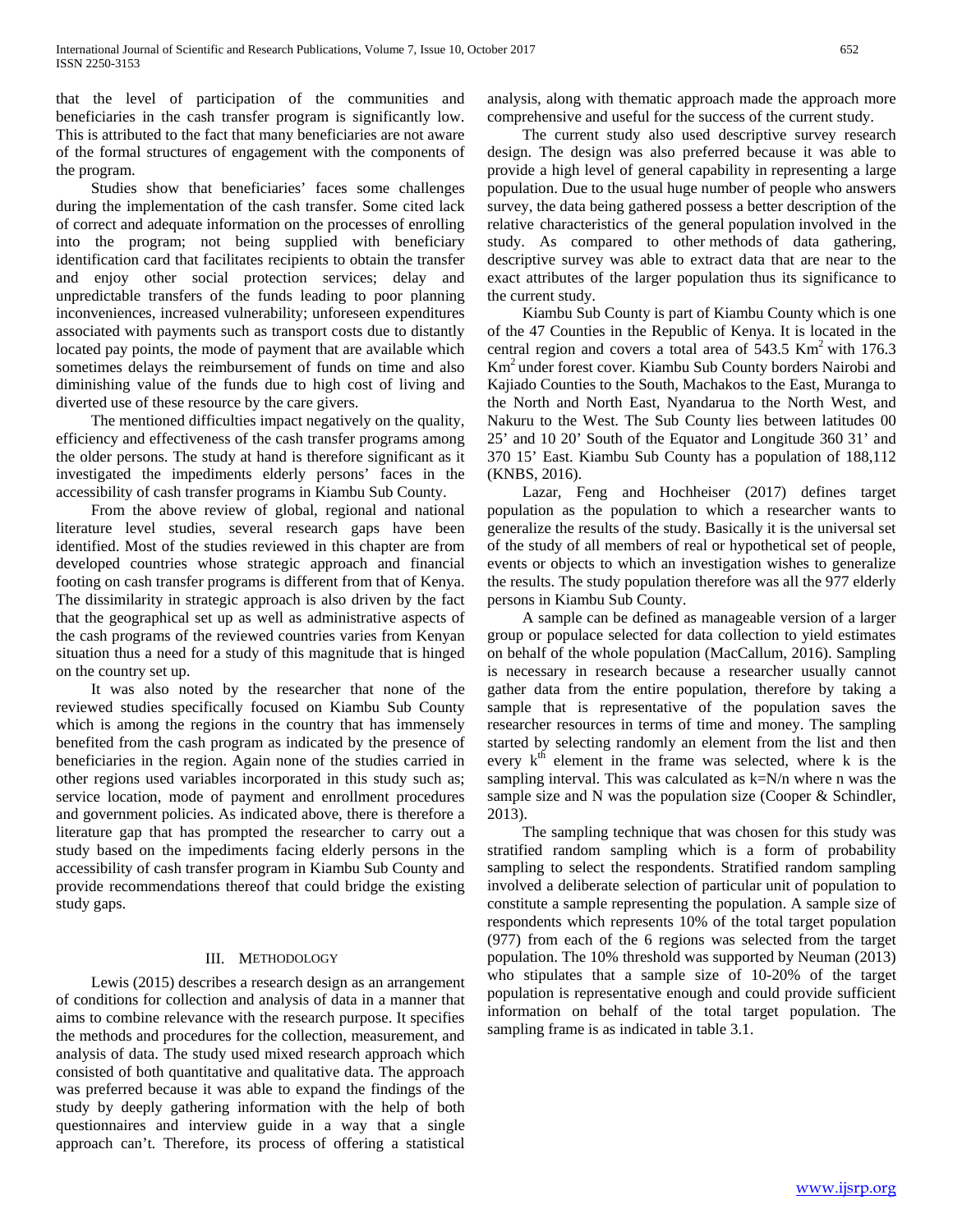that the level of participation of the communities and beneficiaries in the cash transfer program is significantly low. This is attributed to the fact that many beneficiaries are not aware of the formal structures of engagement with the components of the program.

Studies show that beneficiaries' faces some challenges during the implementation of the cash transfer. Some cited lack of correct and adequate information on the processes of enrolling into the program; not being supplied with beneficiary identification card that facilitates recipients to obtain the transfer and enjoy other social protection services; delay and unpredictable transfers of the funds leading to poor planning inconveniences, increased vulnerability; unforeseen expenditures associated with payments such as transport costs due to distantly located pay points, the mode of payment that are available which sometimes delays the reimbursement of funds on time and also diminishing value of the funds due to high cost of living and diverted use of these resource by the care givers.

The mentioned difficulties impact negatively on the quality, efficiency and effectiveness of the cash transfer programs among the older persons. The study at hand is therefore significant as it investigated the impediments elderly persons' faces in the accessibility of cash transfer programs in Kiambu Sub County.

From the above review of global, regional and national literature level studies, several research gaps have been identified. Most of the studies reviewed in this chapter are from developed countries whose strategic approach and financial footing on cash transfer programs is different from that of Kenya. The dissimilarity in strategic approach is also driven by the fact that the geographical set up as well as administrative aspects of the cash programs of the reviewed countries varies from Kenyan situation thus a need for a study of this magnitude that is hinged on the country set up.

It was also noted by the researcher that none of the reviewed studies specifically focused on Kiambu Sub County which is among the regions in the country that has immensely benefited from the cash program as indicated by the presence of beneficiaries in the region. Again none of the studies carried in other regions used variables incorporated in this study such as; service location, mode of payment and enrollment procedures and government policies. As indicated above, there is therefore a literature gap that has prompted the researcher to carry out a study based on the impediments facing elderly persons in the accessibility of cash transfer program in Kiambu Sub County and provide recommendations thereof that could bridge the existing study gaps.

## III. Methodology

Lewis (2015) describes a research design as an arrangement of conditions for collection and analysis of data in a manner that aims to combine relevance with the research purpose. It specifies the methods and procedures for the collection, measurement, and analysis of data. The study used mixed research approach which consisted of both quantitative and qualitative data. The approach was preferred because it was able to expand the findings of the study by deeply gathering information with the help of both questionnaires and interview guide in a way that a single approach can't. Therefore, its process of offering a statistical analysis, along with thematic approach made the approach more comprehensive and useful for the success of the current study.

The current study also used descriptive survey research design. The design was also preferred because it was able to provide a high level of general capability in representing a large population. Due to the usual huge number of people who answers survey, the data being gathered possess a better description of the relative characteristics of the general population involved in the study. As compared to other methods of data gathering, descriptive survey was able to extract data that are near to the exact attributes of the larger population thus its significance to the current study.

Kiambu Sub County is part of Kiambu County which is one of the 47 Counties in the Republic of Kenya. It is located in the central region and covers a total area of 543.5 $Km^2$ with 176.3 $Km^2$ under forest cover. Kiambu Sub County borders Nairobi and Kajiado Counties to the South, Machakos to the East, Muranga to the North and North East, Nyandarua to the North West, and Nakuru to the West. The Sub County lies between latitudes 00 25' and 10 20' South of the Equator and Longitude 360 31' and 370 15' East. Kiambu Sub County has a population of 188,112 (KNBS, 2016).

Lazar, Feng and Hochheiser (2017) defines target population as the population to which a researcher wants to generalize the results of the study. Basically it is the universal set of the study of all members of real or hypothetical set of people, events or objects to which an investigation wishes to generalize the results. The study population therefore was all the 977 elderly persons in Kiambu Sub County.

A sample can be defined as manageable version of a larger group or populace selected for data collection to yield estimates on behalf of the whole population (MacCallum, 2016). Sampling is necessary in research because a researcher usually cannot gather data from the entire population, therefore by taking a sample that is representative of the population saves the researcher resources in terms of time and money. The sampling started by selecting randomly an element from the list and then every $k^{th}$ element in the frame was selected, where k is the sampling interval. This was calculated as $k=N/n$ where n was the sample size and N was the population size (Cooper & Schindler, 2013).

The sampling technique that was chosen for this study was stratified random sampling which is a form of probability sampling to select the respondents. Stratified random sampling involved a deliberate selection of particular unit of population to constitute a sample representing the population. A sample size of respondents which represents 10% of the total target population (977) from each of the 6 regions was selected from the target population. The 10% threshold was supported by Neuman (2013) who stipulates that a sample size of 10-20% of the target population is representative enough and could provide sufficient information on behalf of the total target population. The sampling frame is as indicated in table 3.1.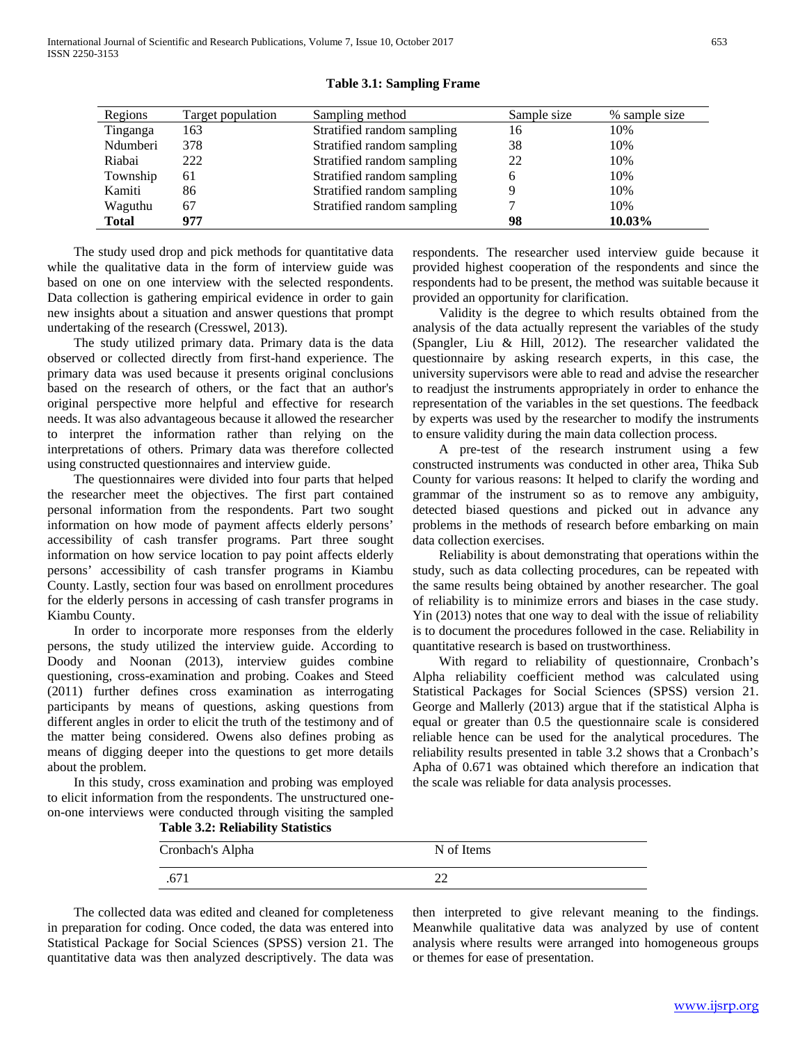**Table 3.1: Sampling Frame**

| Regions | Target population | Sampling method | Sample size | % sample size |
|---|---|---|---|---|
| Tinganga | 163 | Stratified random sampling | 16 | 10% |
| Ndumberi | 378 | Stratified random sampling | 38 | 10% |
| Riabai | 222 | Stratified random sampling | 22 | 10% |
| Township | 61 | Stratified random sampling | 6 | 10% |
| Kamiti | 86 | Stratified random sampling | 9 | 10% |
| Waguthu | 67 | Stratified random sampling | 7 | 10% |
| **Total** | **977** | | **98** | **10.03%** |

The study used drop and pick methods for quantitative data while the qualitative data in the form of interview guide was based on one on one interview with the selected respondents. Data collection is gathering empirical evidence in order to gain new insights about a situation and answer questions that prompt undertaking of the research (Cresswel, 2013).

The study utilized primary data. Primary data is the data observed or collected directly from first-hand experience. The primary data was used because it presents original conclusions based on the research of others, or the fact that an author's original perspective more helpful and effective for research needs. It was also advantageous because it allowed the researcher to interpret the information rather than relying on the interpretations of others. Primary data was therefore collected using constructed questionnaires and interview guide.

The questionnaires were divided into four parts that helped the researcher meet the objectives. The first part contained personal information from the respondents. Part two sought information on how mode of payment affects elderly persons' accessibility of cash transfer programs. Part three sought information on how service location to pay point affects elderly persons' accessibility of cash transfer programs in Kiambu County. Lastly, section four was based on enrollment procedures for the elderly persons in accessing of cash transfer programs in Kiambu County.

In order to incorporate more responses from the elderly persons, the study utilized the interview guide. According to Doody and Noonan (2013), interview guides combine questioning, cross-examination and probing. Coakes and Steed (2011) further defines cross examination as interrogating participants by means of questions, asking questions from different angles in order to elicit the truth of the testimony and of the matter being considered. Owens also defines probing as means of digging deeper into the questions to get more details about the problem.

In this study, cross examination and probing was employed to elicit information from the respondents. The unstructured one-on-one interviews were conducted through visiting the sampled respondents. The researcher used interview guide because it provided highest cooperation of the respondents and since the respondents had to be present, the method was suitable because it provided an opportunity for clarification.

Validity is the degree to which results obtained from the analysis of the data actually represent the variables of the study (Spangler, Liu & Hill, 2012). The researcher validated the questionnaire by asking research experts, in this case, the university supervisors were able to read and advise the researcher to readjust the instruments appropriately in order to enhance the representation of the variables in the set questions. The feedback by experts was used by the researcher to modify the instruments to ensure validity during the main data collection process.

A pre-test of the research instrument using a few constructed instruments was conducted in other area, Thika Sub County for various reasons: It helped to clarify the wording and grammar of the instrument so as to remove any ambiguity, detected biased questions and picked out in advance any problems in the methods of research before embarking on main data collection exercises.

Reliability is about demonstrating that operations within the study, such as data collecting procedures, can be repeated with the same results being obtained by another researcher. The goal of reliability is to minimize errors and biases in the case study. Yin (2013) notes that one way to deal with the issue of reliability is to document the procedures followed in the case. Reliability in quantitative research is based on trustworthiness.

With regard to reliability of questionnaire, Cronbach's Alpha reliability coefficient method was calculated using Statistical Packages for Social Sciences (SPSS) version 21. George and Mallerly (2013) argue that if the statistical Alpha is equal or greater than 0.5 the questionnaire scale is considered reliable hence can be used for the analytical procedures. The reliability results presented in table 3.2 shows that a Cronbach's Apha of 0.671 was obtained which therefore an indication that the scale was reliable for data analysis processes.

**Table 3.2: Reliability Statistics**

| Cronbach's Alpha | N of Items |
|---|---|
| .671 | 22 |

The collected data was edited and cleaned for completeness in preparation for coding. Once coded, the data was entered into Statistical Package for Social Sciences (SPSS) version 21. The quantitative data was then analyzed descriptively. The data was then interpreted to give relevant meaning to the findings. Meanwhile qualitative data was analyzed by use of content analysis where results were arranged into homogeneous groups or themes for ease of presentation.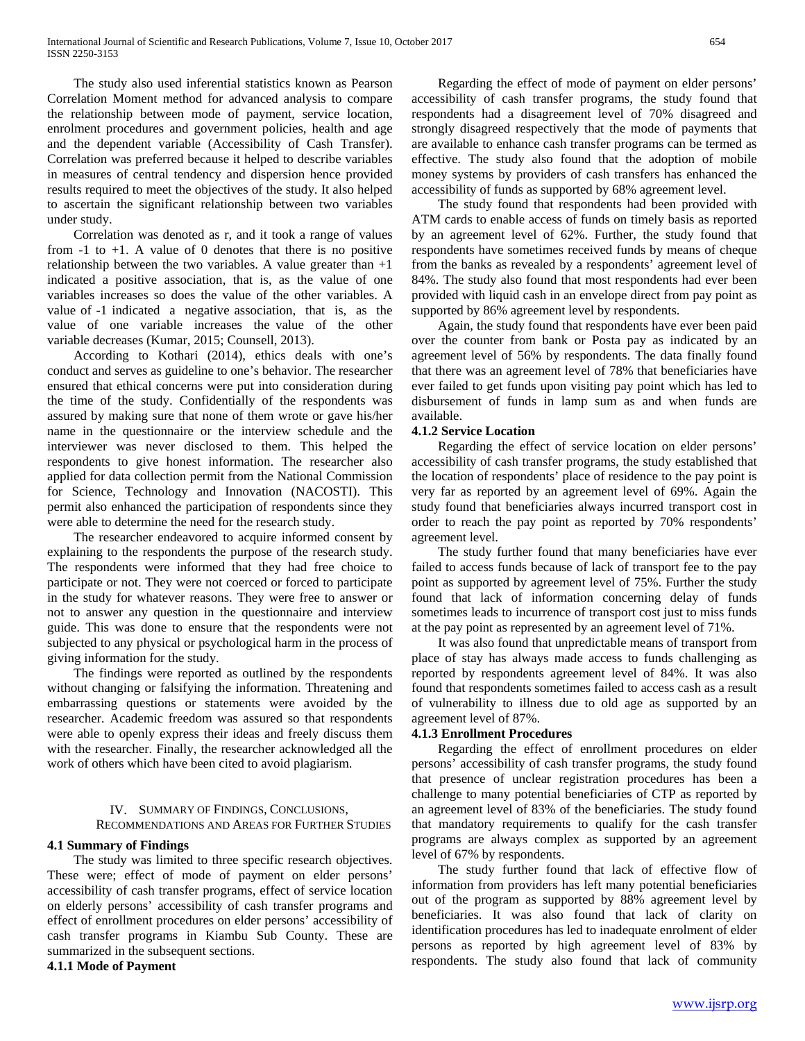The study also used inferential statistics known as Pearson Correlation Moment method for advanced analysis to compare the relationship between mode of payment, service location, enrolment procedures and government policies, health and age and the dependent variable (Accessibility of Cash Transfer). Correlation was preferred because it helped to describe variables in measures of central tendency and dispersion hence provided results required to meet the objectives of the study. It also helped to ascertain the significant relationship between two variables under study.

Correlation was denoted as r, and it took a range of values from -1 to +1. A value of 0 denotes that there is no positive relationship between the two variables. A value greater than +1 indicated a positive association, that is, as the value of one variables increases so does the value of the other variables. A value of -1 indicated a negative association, that is, as the value of one variable increases the value of the other variable decreases (Kumar, 2015; Counsell, 2013).

According to Kothari (2014), ethics deals with one's conduct and serves as guideline to one's behavior. The researcher ensured that ethical concerns were put into consideration during the time of the study. Confidentially of the respondents was assured by making sure that none of them wrote or gave his/her name in the questionnaire or the interview schedule and the interviewer was never disclosed to them. This helped the respondents to give honest information. The researcher also applied for data collection permit from the National Commission for Science, Technology and Innovation (NACOSTI). This permit also enhanced the participation of respondents since they were able to determine the need for the research study.

The researcher endeavored to acquire informed consent by explaining to the respondents the purpose of the research study. The respondents were informed that they had free choice to participate or not. They were not coerced or forced to participate in the study for whatever reasons. They were free to answer or not to answer any question in the questionnaire and interview guide. This was done to ensure that the respondents were not subjected to any physical or psychological harm in the process of giving information for the study.

The findings were reported as outlined by the respondents without changing or falsifying the information. Threatening and embarrassing questions or statements were avoided by the researcher. Academic freedom was assured so that respondents were able to openly express their ideas and freely discuss them with the researcher. Finally, the researcher acknowledged all the work of others which have been cited to avoid plagiarism.

## IV. Summary of Findings, Conclusions, Recommendations and Areas for Further Studies

### 4.1 Summary of Findings

The study was limited to three specific research objectives. These were; effect of mode of payment on elder persons' accessibility of cash transfer programs, effect of service location on elderly persons' accessibility of cash transfer programs and effect of enrollment procedures on elder persons' accessibility of cash transfer programs in Kiambu Sub County. These are summarized in the subsequent sections.

#### 4.1.1 Mode of Payment

Regarding the effect of mode of payment on elder persons' accessibility of cash transfer programs, the study found that respondents had a disagreement level of 70% disagreed and strongly disagreed respectively that the mode of payments that are available to enhance cash transfer programs can be termed as effective. The study also found that the adoption of mobile money systems by providers of cash transfers has enhanced the accessibility of funds as supported by 68% agreement level.

The study found that respondents had been provided with ATM cards to enable access of funds on timely basis as reported by an agreement level of 62%. Further, the study found that respondents have sometimes received funds by means of cheque from the banks as revealed by a respondents' agreement level of 84%. The study also found that most respondents had ever been provided with liquid cash in an envelope direct from pay point as supported by 86% agreement level by respondents.

Again, the study found that respondents have ever been paid over the counter from bank or Posta pay as indicated by an agreement level of 56% by respondents. The data finally found that there was an agreement level of 78% that beneficiaries have ever failed to get funds upon visiting pay point which has led to disbursement of funds in lamp sum as and when funds are available.

#### 4.1.2 Service Location

Regarding the effect of service location on elder persons' accessibility of cash transfer programs, the study established that the location of respondents' place of residence to the pay point is very far as reported by an agreement level of 69%. Again the study found that beneficiaries always incurred transport cost in order to reach the pay point as reported by 70% respondents' agreement level.

The study further found that many beneficiaries have ever failed to access funds because of lack of transport fee to the pay point as supported by agreement level of 75%. Further the study found that lack of information concerning delay of funds sometimes leads to incurrence of transport cost just to miss funds at the pay point as represented by an agreement level of 71%.

It was also found that unpredictable means of transport from place of stay has always made access to funds challenging as reported by respondents agreement level of 84%. It was also found that respondents sometimes failed to access cash as a result of vulnerability to illness due to old age as supported by an agreement level of 87%.

#### 4.1.3 Enrollment Procedures

Regarding the effect of enrollment procedures on elder persons' accessibility of cash transfer programs, the study found that presence of unclear registration procedures has been a challenge to many potential beneficiaries of CTP as reported by an agreement level of 83% of the beneficiaries. The study found that mandatory requirements to qualify for the cash transfer programs are always complex as supported by an agreement level of 67% by respondents.

The study further found that lack of effective flow of information from providers has left many potential beneficiaries out of the program as supported by 88% agreement level by beneficiaries. It was also found that lack of clarity on identification procedures has led to inadequate enrolment of elder persons as reported by high agreement level of 83% by respondents. The study also found that lack of community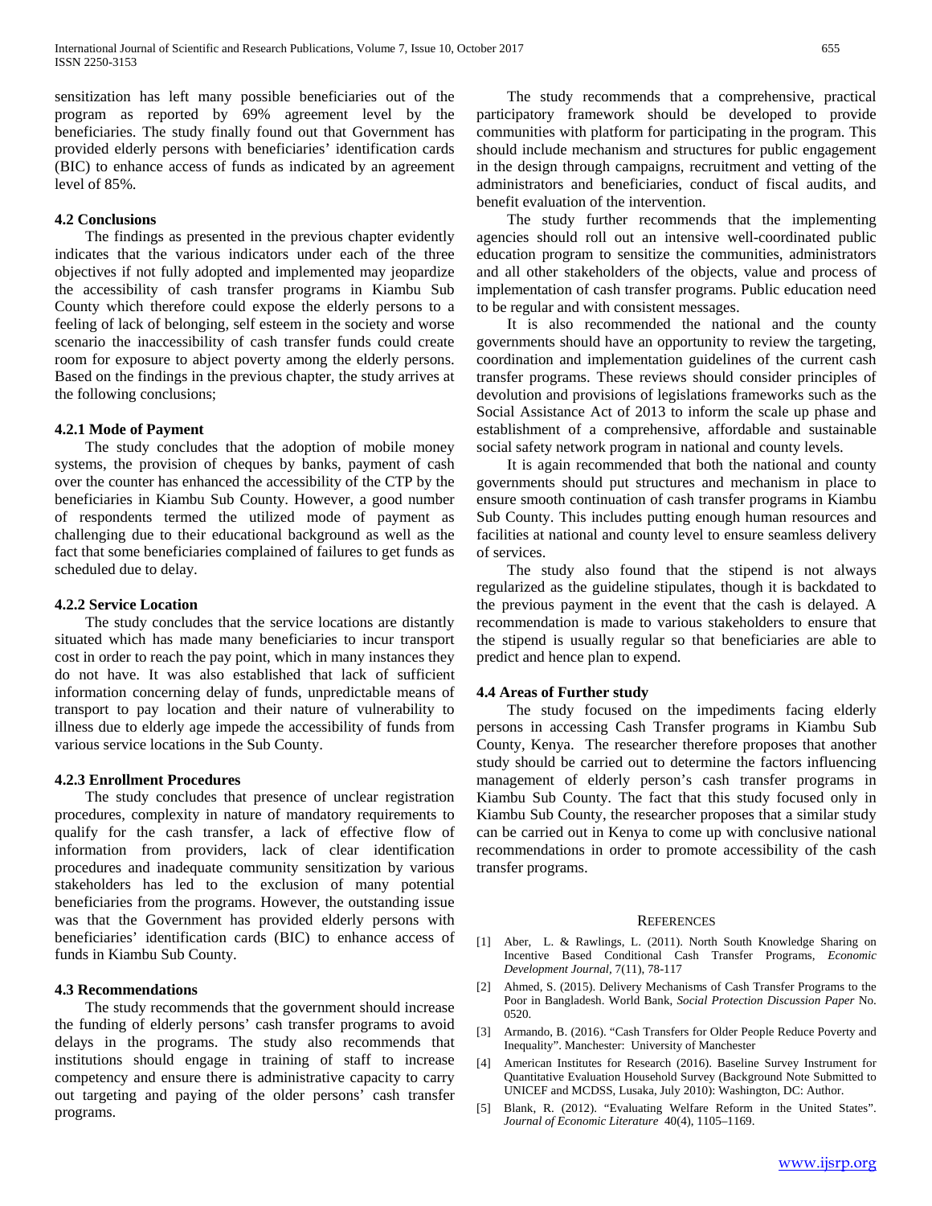sensitization has left many possible beneficiaries out of the program as reported by 69% agreement level by the beneficiaries. The study finally found out that Government has provided elderly persons with beneficiaries' identification cards (BIC) to enhance access of funds as indicated by an agreement level of 85%.

### 4.2 Conclusions

The findings as presented in the previous chapter evidently indicates that the various indicators under each of the three objectives if not fully adopted and implemented may jeopardize the accessibility of cash transfer programs in Kiambu Sub County which therefore could expose the elderly persons to a feeling of lack of belonging, self esteem in the society and worse scenario the inaccessibility of cash transfer funds could create room for exposure to abject poverty among the elderly persons. Based on the findings in the previous chapter, the study arrives at the following conclusions;

#### 4.2.1 Mode of Payment

The study concludes that the adoption of mobile money systems, the provision of cheques by banks, payment of cash over the counter has enhanced the accessibility of the CTP by the beneficiaries in Kiambu Sub County. However, a good number of respondents termed the utilized mode of payment as challenging due to their educational background as well as the fact that some beneficiaries complained of failures to get funds as scheduled due to delay.

#### 4.2.2 Service Location

The study concludes that the service locations are distantly situated which has made many beneficiaries to incur transport cost in order to reach the pay point, which in many instances they do not have. It was also established that lack of sufficient information concerning delay of funds, unpredictable means of transport to pay location and their nature of vulnerability to illness due to elderly age impede the accessibility of funds from various service locations in the Sub County.

#### 4.2.3 Enrollment Procedures

The study concludes that presence of unclear registration procedures, complexity in nature of mandatory requirements to qualify for the cash transfer, a lack of effective flow of information from providers, lack of clear identification procedures and inadequate community sensitization by various stakeholders has led to the exclusion of many potential beneficiaries from the programs. However, the outstanding issue was that the Government has provided elderly persons with beneficiaries' identification cards (BIC) to enhance access of funds in Kiambu Sub County.

### 4.3 Recommendations

The study recommends that the government should increase the funding of elderly persons' cash transfer programs to avoid delays in the programs. The study also recommends that institutions should engage in training of staff to increase competency and ensure there is administrative capacity to carry out targeting and paying of the older persons' cash transfer programs.

The study recommends that a comprehensive, practical participatory framework should be developed to provide communities with platform for participating in the program. This should include mechanism and structures for public engagement in the design through campaigns, recruitment and vetting of the administrators and beneficiaries, conduct of fiscal audits, and benefit evaluation of the intervention.

The study further recommends that the implementing agencies should roll out an intensive well-coordinated public education program to sensitize the communities, administrators and all other stakeholders of the objects, value and process of implementation of cash transfer programs. Public education need to be regular and with consistent messages.

It is also recommended the national and the county governments should have an opportunity to review the targeting, coordination and implementation guidelines of the current cash transfer programs. These reviews should consider principles of devolution and provisions of legislations frameworks such as the Social Assistance Act of 2013 to inform the scale up phase and establishment of a comprehensive, affordable and sustainable social safety network program in national and county levels.

It is again recommended that both the national and county governments should put structures and mechanism in place to ensure smooth continuation of cash transfer programs in Kiambu Sub County. This includes putting enough human resources and facilities at national and county level to ensure seamless delivery of services.

The study also found that the stipend is not always regularized as the guideline stipulates, though it is backdated to the previous payment in the event that the cash is delayed. A recommendation is made to various stakeholders to ensure that the stipend is usually regular so that beneficiaries are able to predict and hence plan to expend.

### 4.4 Areas of Further study

The study focused on the impediments facing elderly persons in accessing Cash Transfer programs in Kiambu Sub County, Kenya. The researcher therefore proposes that another study should be carried out to determine the factors influencing management of elderly person's cash transfer programs in Kiambu Sub County. The fact that this study focused only in Kiambu Sub County, the researcher proposes that a similar study can be carried out in Kenya to come up with conclusive national recommendations in order to promote accessibility of the cash transfer programs.

## REFERENCES

[1] Aber, L. & Rawlings, L. (2011). North South Knowledge Sharing on Incentive Based Conditional Cash Transfer Programs, *Economic Development Journal*, 7(11), 78-117

[2] Ahmed, S. (2015). Delivery Mechanisms of Cash Transfer Programs to the Poor in Bangladesh. World Bank, *Social Protection Discussion Paper* No. 0520.

[3] Armando, B. (2016). "Cash Transfers for Older People Reduce Poverty and Inequality". Manchester: University of Manchester

[4] American Institutes for Research (2016). Baseline Survey Instrument for Quantitative Evaluation Household Survey (Background Note Submitted to UNICEF and MCDSS, Lusaka, July 2010): Washington, DC: Author.

[5] Blank, R. (2012). "Evaluating Welfare Reform in the United States". *Journal of Economic Literature* 40(4), 1105–1169.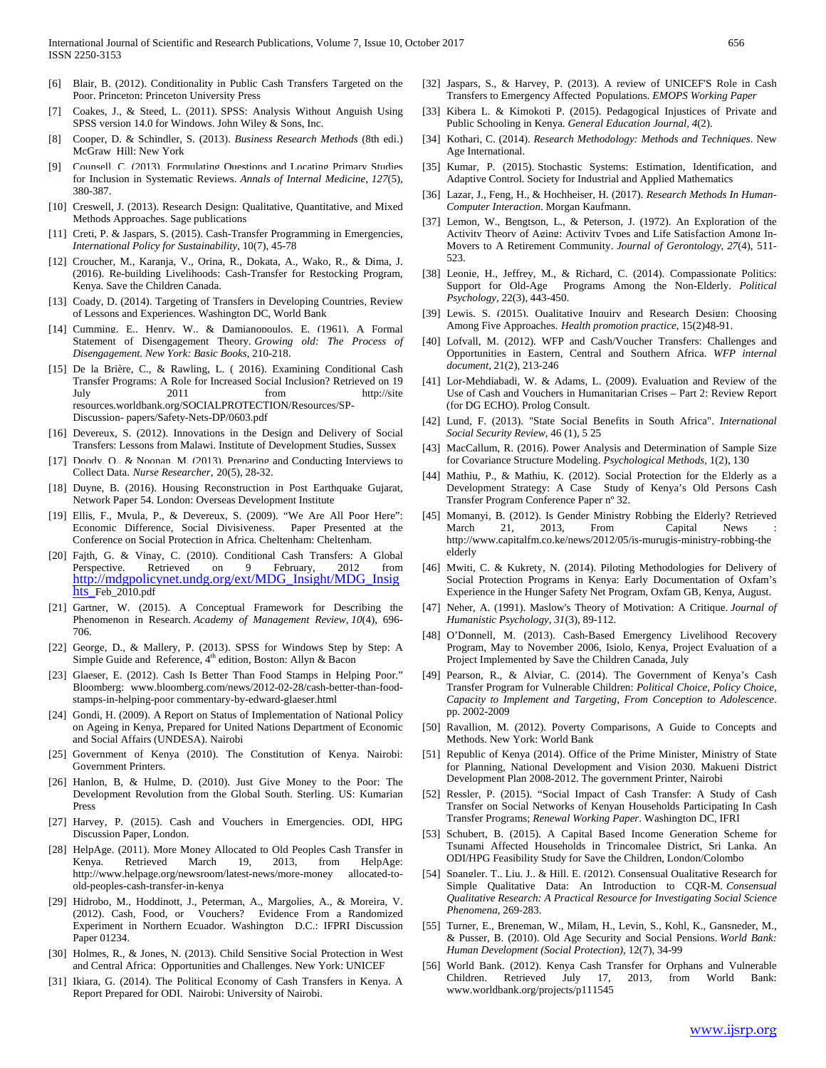[6] Blair, B. (2012). Conditionality in Public Cash Transfers Targeted on the Poor. Princeton: Princeton University Press

[7] Coakes, J., & Steed, L. (2011). SPSS: Analysis Without Anguish Using SPSS version 14.0 for Windows. John Wiley & Sons, Inc.

[8] Cooper, D. & Schindler, S. (2013). *Business Research Methods* (8th edi.) McGraw Hill: New York

[9] Counsell, C. (2013). Formulating Questions and Locating Primary Studies for Inclusion in Systematic Reviews. *Annals of Internal Medicine*, *127*(5), 380-387.

[10] Creswell, J. (2013). Research Design: Qualitative, Quantitative, and Mixed Methods Approaches. Sage publications

[11] Creti, P. & Jaspars, S. (2015). Cash-Transfer Programming in Emergencies, *International Policy for Sustainability*, 10(7), 45-78

[12] Croucher, M., Karanja, V., Orina, R., Dokata, A., Wako, R., & Dima, J. (2016). Re-building Livelihoods: Cash-Transfer for Restocking Program, Kenya. Save the Children Canada.

[13] Coady, D. (2014). Targeting of Transfers in Developing Countries, Review of Lessons and Experiences. Washington DC, World Bank

[14] Cumming, E., Henry, W., & Damianopoulos, E. (1961). A Formal Statement of Disengagement Theory. *Growing old: The Process of Disengagement. New York: Basic Books*, 210-218.

[15] De la Brière, C., & Rawling, L. ( 2016). Examining Conditional Cash Transfer Programs: A Role for Increased Social Inclusion? Retrieved on 19 July 2011 from http://site resources.worldbank.org/SOCIALPROTECTION/Resources/SP-Discussion- papers/Safety-Nets-DP/0603.pdf

[16] Devereux, S. (2012). Innovations in the Design and Delivery of Social Transfers: Lessons from Malawi. Institute of Development Studies, Sussex

[17] Doody, O., & Noonan, M. (2013). Preparing and Conducting Interviews to Collect Data. *Nurse Researcher*, 20(5), 28-32.

[18] Duyne, B. (2016). Housing Reconstruction in Post Earthquake Gujarat, Network Paper 54. London: Overseas Development Institute

[19] Ellis, F., Mvula, P., & Devereux, S. (2009). "We Are All Poor Here": Economic Difference, Social Divisiveness. Paper Presented at the Conference on Social Protection in Africa. Cheltenham: Cheltenham.

[20] Fajth, G. & Vinay, C. (2010). Conditional Cash Transfers: A Global Perspective. Retrieved on 9 February, 2012 from http://mdgpolicynet.undg.org/ext/MDG_Insight/MDG_Insights_Feb_2010.pdf

[21] Gartner, W. (2015). A Conceptual Framework for Describing the Phenomenon in Research. *Academy of Management Review*, *10*(4), 696-706.

[22] George, D., & Mallery, P. (2013). SPSS for Windows Step by Step: A Simple Guide and Reference, 4th edition, Boston: Allyn & Bacon

[23] Glaeser, E. (2012). Cash Is Better Than Food Stamps in Helping Poor." Bloomberg: www.bloomberg.com/news/2012-02-28/cash-better-than-food-stamps-in-helping-poor commentary-by-edward-glaeser.html

[24] Gondi, H. (2009). A Report on Status of Implementation of National Policy on Ageing in Kenya, Prepared for United Nations Department of Economic and Social Affairs (UNDESA). Nairobi

[25] Government of Kenya (2010). The Constitution of Kenya. Nairobi: Government Printers.

[26] Hanlon, B, & Hulme, D. (2010). Just Give Money to the Poor: The Development Revolution from the Global South. Sterling. US: Kumarian Press

[27] Harvey, P. (2015). Cash and Vouchers in Emergencies. ODI, HPG Discussion Paper, London.

[28] HelpAge. (2011). More Money Allocated to Old Peoples Cash Transfer in Kenya. Retrieved March 19, 2013, from HelpAge: http://www.helpage.org/newsroom/latest-news/more-money allocated-to-old-peoples-cash-transfer-in-kenya

[29] Hidrobo, M., Hoddinott, J., Peterman, A., Margolies, A., & Moreira, V. (2012). Cash, Food, or Vouchers? Evidence From a Randomized Experiment in Northern Ecuador. Washington D.C.: IFPRI Discussion Paper 01234.

[30] Holmes, R., & Jones, N. (2013). Child Sensitive Social Protection in West and Central Africa: Opportunities and Challenges. New York: UNICEF

[31] Ikiara, G. (2014). The Political Economy of Cash Transfers in Kenya. A Report Prepared for ODI. Nairobi: University of Nairobi.

[32] Jaspars, S., & Harvey, P. (2013). A review of UNICEF'S Role in Cash Transfers to Emergency Affected Populations. *EMOPS Working Paper*

[33] Kibera L. & Kimokoti P. (2015). Pedagogical Injustices of Private and Public Schooling in Kenya. *General Education Journal*, *4*(2).

[34] Kothari, C. (2014). *Research Methodology: Methods and Techniques*. New Age International.

[35] Kumar, P. (2015). Stochastic Systems: Estimation, Identification, and Adaptive Control. Society for Industrial and Applied Mathematics

[36] Lazar, J., Feng, H., & Hochheiser, H. (2017). *Research Methods In Human-Computer Interaction*. Morgan Kaufmann.

[37] Lemon, W., Bengtson, L., & Peterson, J. (1972). An Exploration of the Activity Theory of Aging: Activity Types and Life Satisfaction Among In-Movers to A Retirement Community. *Journal of Gerontology*, *27*(4), 511-523.

[38] Leonie, H., Jeffrey, M., & Richard, C. (2014). Compassionate Politics: Support for Old-Age Programs Among the Non-Elderly. *Political Psychology*, 22(3), 443-450.

[39] Lewis, S. (2015). Qualitative Inquiry and Research Design: Choosing Among Five Approaches. *Health promotion practice*, 15(2)48-91.

[40] Lofvall, M. (2012). WFP and Cash/Voucher Transfers: Challenges and Opportunities in Eastern, Central and Southern Africa. *WFP internal document*, 21(2), 213-246

[41] Lor-Mehdiabadi, W. & Adams, L. (2009). Evaluation and Review of the Use of Cash and Vouchers in Humanitarian Crises – Part 2: Review Report (for DG ECHO). Prolog Consult.

[42] Lund, F. (2013). "State Social Benefits in South Africa". *International Social Security Review*, 46 (1), 5 25

[43] MacCallum, R. (2016). Power Analysis and Determination of Sample Size for Covariance Structure Modeling. *Psychological Methods*, 1(2), 130

[44] Mathiu, P., & Mathiu, K. (2012). Social Protection for the Elderly as a Development Strategy: A Case Study of Kenya's Old Persons Cash Transfer Program Conference Paper nº 32.

[45] Momanyi, B. (2012). Is Gender Ministry Robbing the Elderly? Retrieved March 21, 2013, From Capital News : http://www.capitalfm.co.ke/news/2012/05/is-murugis-ministry-robbing-the elderly

[46] Mwiti, C. & Kukrety, N. (2014). Piloting Methodologies for Delivery of Social Protection Programs in Kenya: Early Documentation of Oxfam's Experience in the Hunger Safety Net Program, Oxfam GB, Kenya, August.

[47] Neher, A. (1991). Maslow's Theory of Motivation: A Critique. *Journal of Humanistic Psychology*, *31*(3), 89-112.

[48] O'Donnell, M. (2013). Cash-Based Emergency Livelihood Recovery Program, May to November 2006, Isiolo, Kenya, Project Evaluation of a Project Implemented by Save the Children Canada, July

[49] Pearson, R., & Alviar, C. (2014). The Government of Kenya's Cash Transfer Program for Vulnerable Children: *Political Choice, Policy Choice, Capacity to Implement and Targeting, From Conception to Adolescence*. pp. 2002-2009

[50] Ravallion, M. (2012). Poverty Comparisons, A Guide to Concepts and Methods. New York: World Bank

[51] Republic of Kenya (2014). Office of the Prime Minister, Ministry of State for Planning, National Development and Vision 2030. Makueni District Development Plan 2008-2012. The government Printer, Nairobi

[52] Ressler, P. (2015). "Social Impact of Cash Transfer: A Study of Cash Transfer on Social Networks of Kenyan Households Participating In Cash Transfer Programs; *Renewal Working Paper*. Washington DC, IFRI

[53] Schubert, B. (2015). A Capital Based Income Generation Scheme for Tsunami Affected Households in Trincomalee District, Sri Lanka. An ODI/HPG Feasibility Study for Save the Children, London/Colombo

[54] Spangler, T., Liu, J., & Hill, E. (2012). Consensual Qualitative Research for Simple Qualitative Data: An Introduction to CQR-M. *Consensual Qualitative Research: A Practical Resource for Investigating Social Science Phenomena*, 269-283.

[55] Turner, E., Breneman, W., Milam, H., Levin, S., Kohl, K., Gansneder, M., & Pusser, B. (2010). Old Age Security and Social Pensions. *World Bank: Human Development (Social Protection)*, 12(7), 34-99

[56] World Bank. (2012). Kenya Cash Transfer for Orphans and Vulnerable Children. Retrieved July 17, 2013, from World Bank: www.worldbank.org/projects/p111545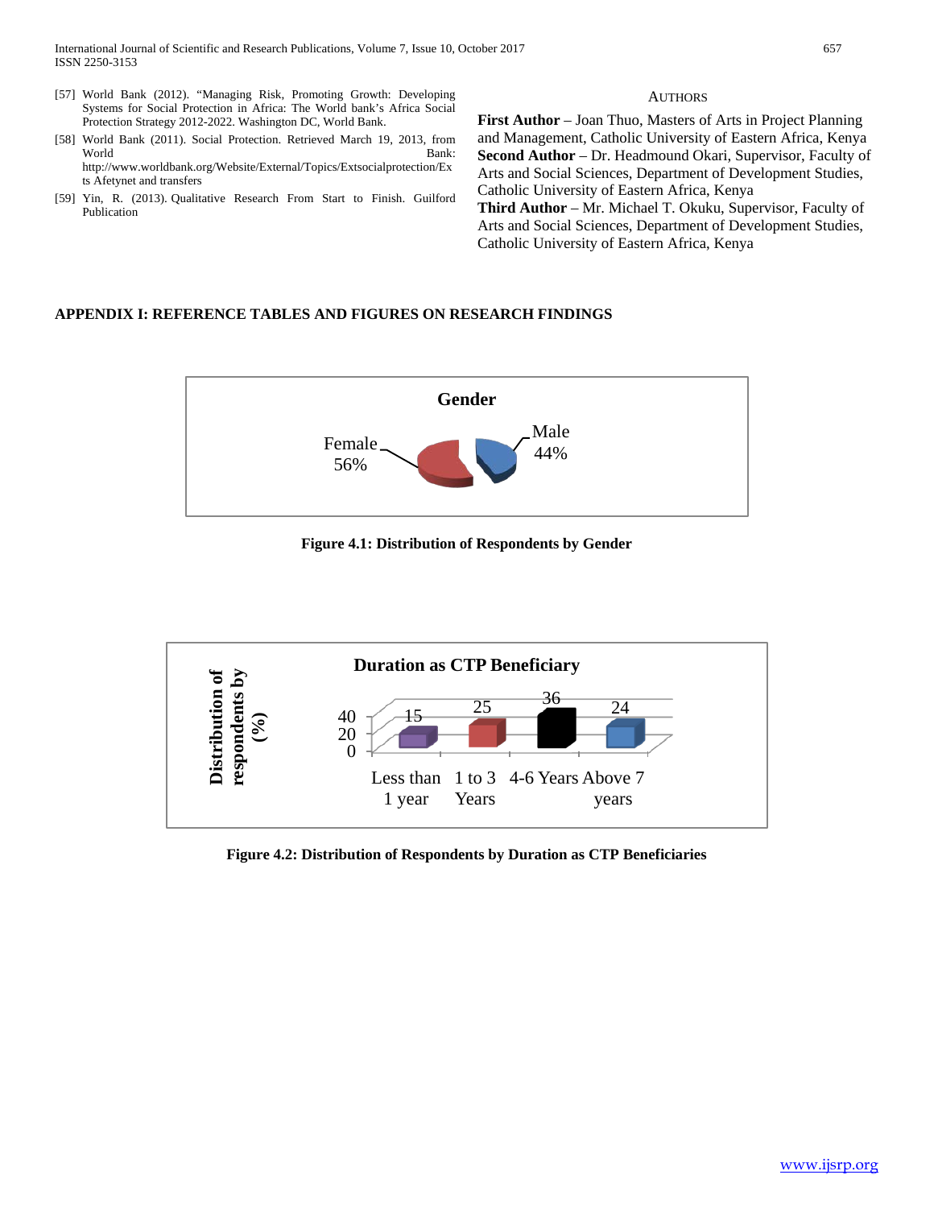[57] World Bank (2012). "Managing Risk, Promoting Growth: Developing Systems for Social Protection in Africa: The World bank's Africa Social Protection Strategy 2012-2022. Washington DC, World Bank.

[58] World Bank (2011). Social Protection. Retrieved March 19, 2013, from World Bank: http://www.worldbank.org/Website/External/Topics/Extsocialprotection/Exts Afetynet and transfers

[59] Yin, R. (2013). Qualitative Research From Start to Finish. Guilford Publication

## AUTHORS

**First Author** – Joan Thuo, Masters of Arts in Project Planning and Management, Catholic University of Eastern Africa, Kenya

**Second Author** – Dr. Headmound Okari, Supervisor, Faculty of Arts and Social Sciences, Department of Development Studies, Catholic University of Eastern Africa, Kenya

**Third Author** – Mr. Michael T. Okuku, Supervisor, Faculty of Arts and Social Sciences, Department of Development Studies, Catholic University of Eastern Africa, Kenya

## APPENDIX I: REFERENCE TABLES AND FIGURES ON RESEARCH FINDINGS

Gender

Female 56%

Male 44%

**Figure 4.1: Distribution of Respondents by Gender**

Duration as CTP Beneficiary

| Duration | Distribution of respondents by (%) |
|---|---|
| Less than 1 year | 15 |
| 1 to 3 Years | 25 |
| 4-6 Years | 36 |
| Above 7 years | 24 |

**Figure 4.2: Distribution of Respondents by Duration as CTP Beneficiaries**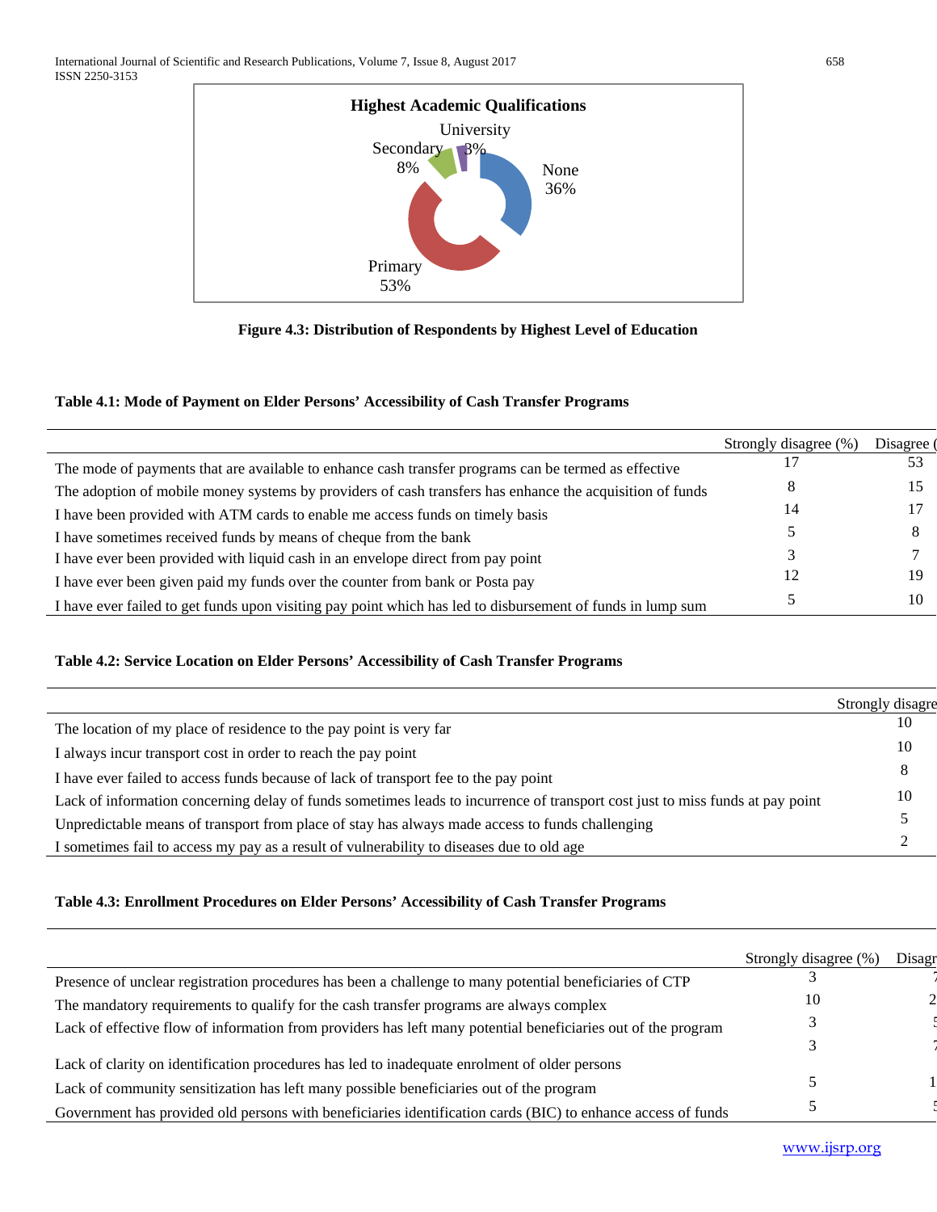**Highest Academic Qualifications**

University 3%

Secondary 8%

None 36%

Primary 53%

**Figure 4.3: Distribution of Respondents by Highest Level of Education**

**Table 4.1: Mode of Payment on Elder Persons' Accessibility of Cash Transfer Programs**

| | Strongly disagree (%) | Disagree ( |
|---|---|---|
| The mode of payments that are available to enhance cash transfer programs can be termed as effective | 17 | 53 |
| The adoption of mobile money systems by providers of cash transfers has enhance the acquisition of funds | 8 | 15 |
| I have been provided with ATM cards to enable me access funds on timely basis | 14 | 17 |
| I have sometimes received funds by means of cheque from the bank | 5 | 8 |
| I have ever been provided with liquid cash in an envelope direct from pay point | 3 | 7 |
| I have ever been given paid my funds over the counter from bank or Posta pay | 12 | 19 |
| I have ever failed to get funds upon visiting pay point which has led to disbursement of funds in lump sum | 5 | 10 |

**Table 4.2: Service Location on Elder Persons' Accessibility of Cash Transfer Programs**

| | Strongly disagre |
|---|---|
| The location of my place of residence to the pay point is very far | 10 |
| I always incur transport cost in order to reach the pay point | 10 |
| I have ever failed to access funds because of lack of transport fee to the pay point | 8 |
| Lack of information concerning delay of funds sometimes leads to incurrence of transport cost just to miss funds at pay point | 10 |
| Unpredictable means of transport from place of stay has always made access to funds challenging | 5 |
| I sometimes fail to access my pay as a result of vulnerability to diseases due to old age | 2 |

**Table 4.3: Enrollment Procedures on Elder Persons' Accessibility of Cash Transfer Programs**

| | Strongly disagree (%) | Disagr |
|---|---|---|
| Presence of unclear registration procedures has been a challenge to many potential beneficiaries of CTP | 3 | 7 |
| The mandatory requirements to qualify for the cash transfer programs are always complex | 10 | 2 |
| Lack of effective flow of information from providers has left many potential beneficiaries out of the program | 3 | 5 |
| Lack of clarity on identification procedures has led to inadequate enrolment of older persons | 3 | 7 |
| Lack of community sensitization has left many possible beneficiaries out of the program | 5 | 1 |
| Government has provided old persons with beneficiaries identification cards (BIC) to enhance access of funds | 5 | 5 |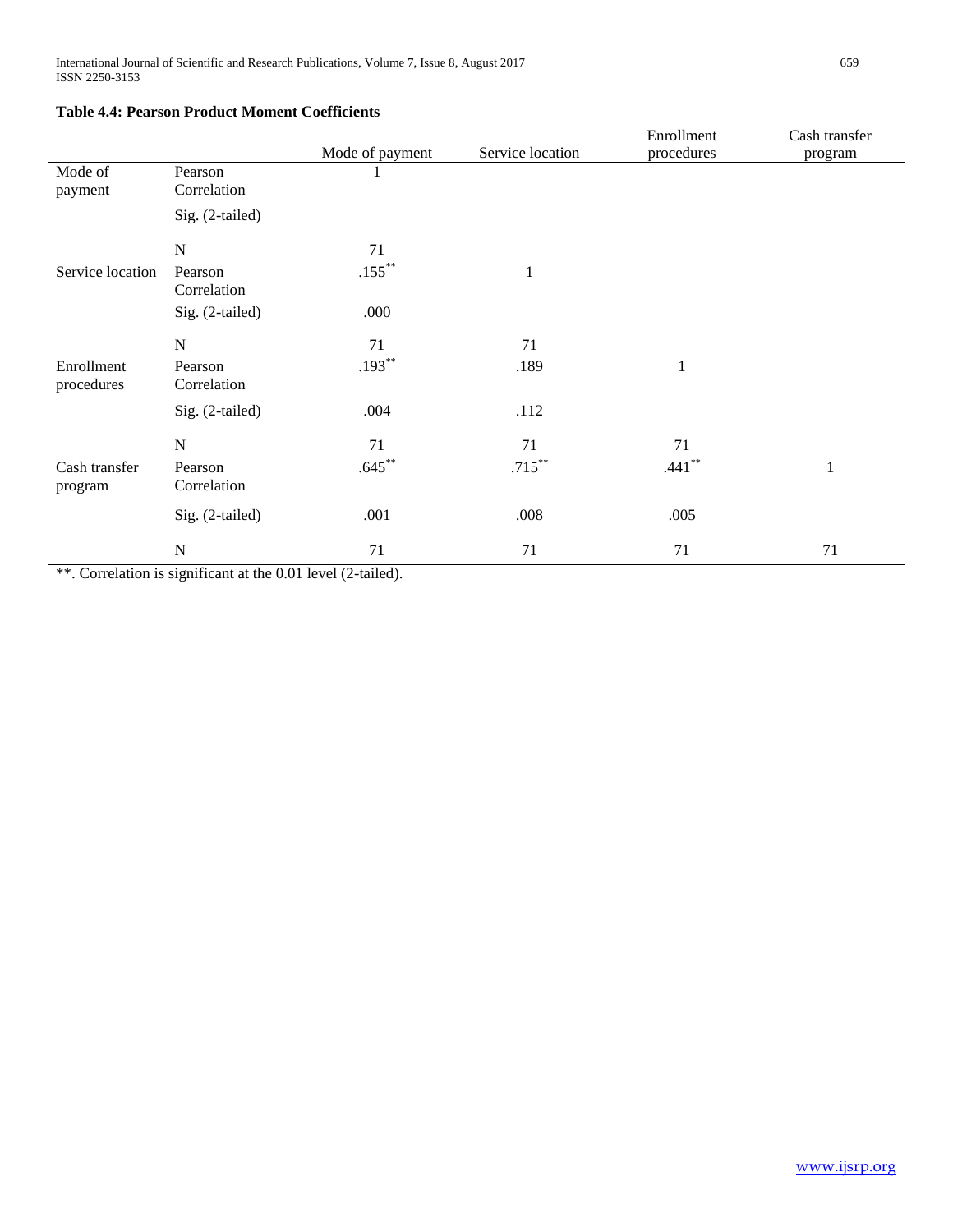**Table 4.4: Pearson Product Moment Coefficients**

| | | Mode of payment | Service location | Enrollment procedures | Cash transfer program |
|---|---|---|---|---|---|
| Mode of payment | Pearson Correlation | 1 | | | |
| | Sig. (2-tailed) | | | | |
| | N | 71 | | | |
| Service location | Pearson Correlation | .155** | 1 | | |
| | Sig. (2-tailed) | .000 | | | |
| | N | 71 | 71 | | |
| Enrollment procedures | Pearson Correlation | .193** | .189 | 1 | |
| | Sig. (2-tailed) | .004 | .112 | | |
| | N | 71 | 71 | 71 | |
| Cash transfer program | Pearson Correlation | .645** | .715** | .441** | 1 |
| | Sig. (2-tailed) | .001 | .008 | .005 | |
| | N | 71 | 71 | 71 | 71 |

**. Correlation is significant at the 0.01 level (2-tailed).